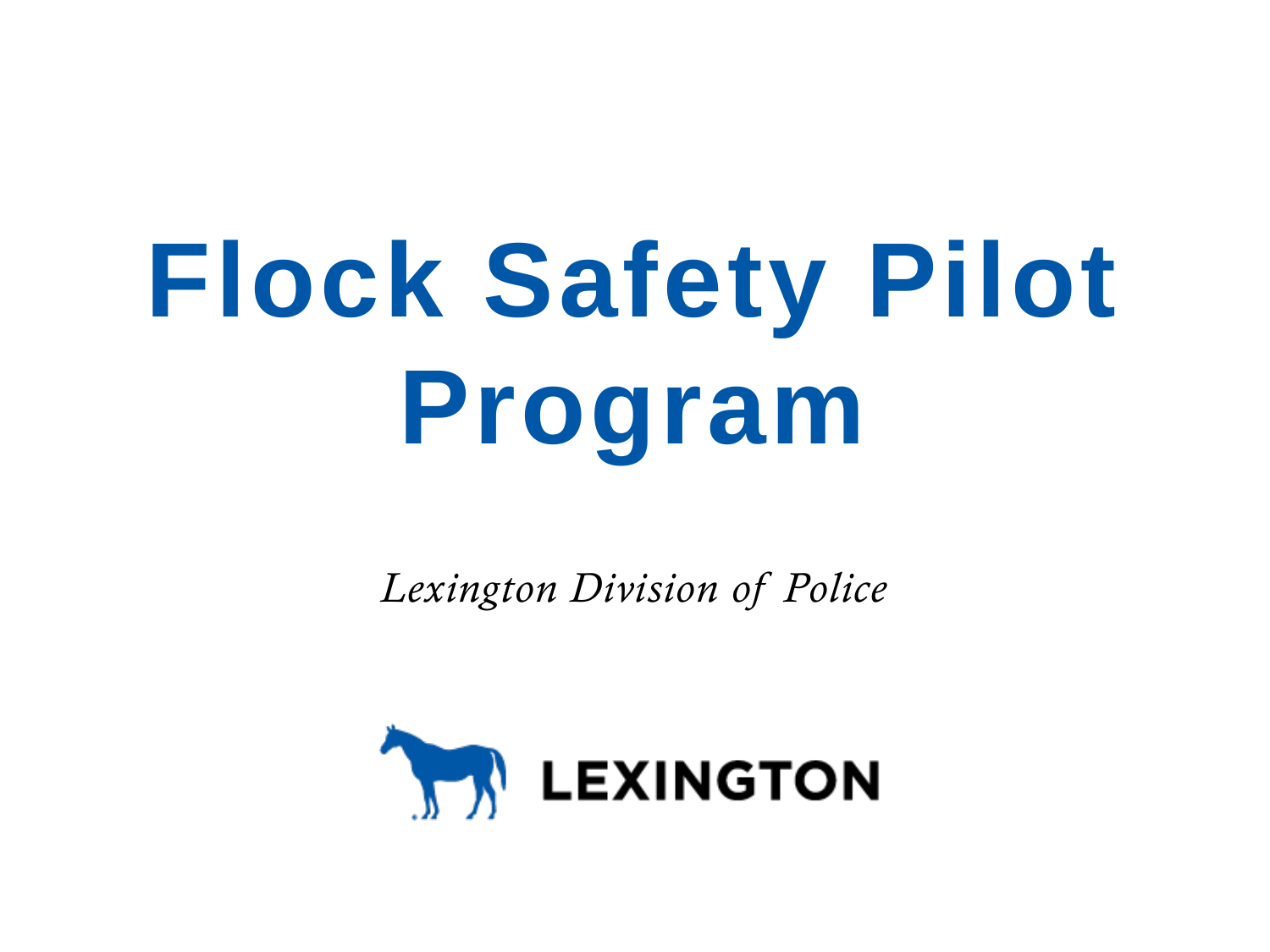# Flock Safety Pilot Program

*Lexington Division of Police*

LEXINGTON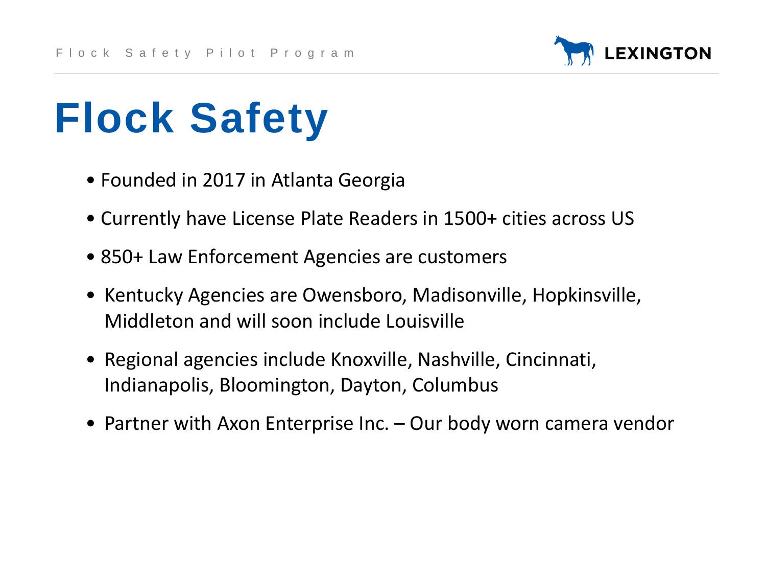# Flock Safety

- Founded in 2017 in Atlanta Georgia
- Currently have License Plate Readers in 1500+ cities across US
- 850+ Law Enforcement Agencies are customers
- Kentucky Agencies are Owensboro, Madisonville, Hopkinsville, Middleton and will soon include Louisville
- Regional agencies include Knoxville, Nashville, Cincinnati, Indianapolis, Bloomington, Dayton, Columbus
- Partner with Axon Enterprise Inc. – Our body worn camera vendor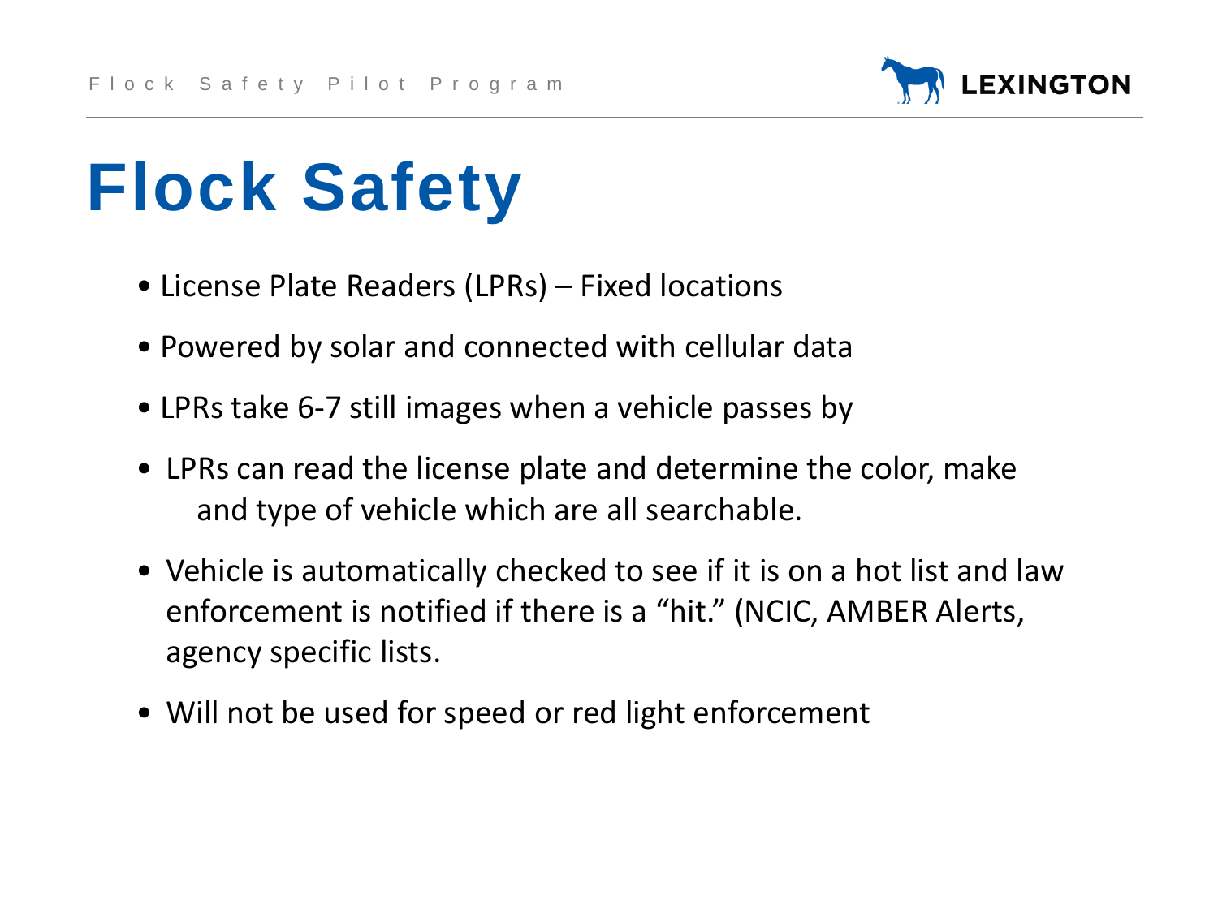# Flock Safety

- License Plate Readers (LPRs) – Fixed locations
- Powered by solar and connected with cellular data
- LPRs take 6-7 still images when a vehicle passes by
- LPRs can read the license plate and determine the color, make and type of vehicle which are all searchable.
- Vehicle is automatically checked to see if it is on a hot list and law enforcement is notified if there is a "hit." (NCIC, AMBER Alerts, agency specific lists.
- Will not be used for speed or red light enforcement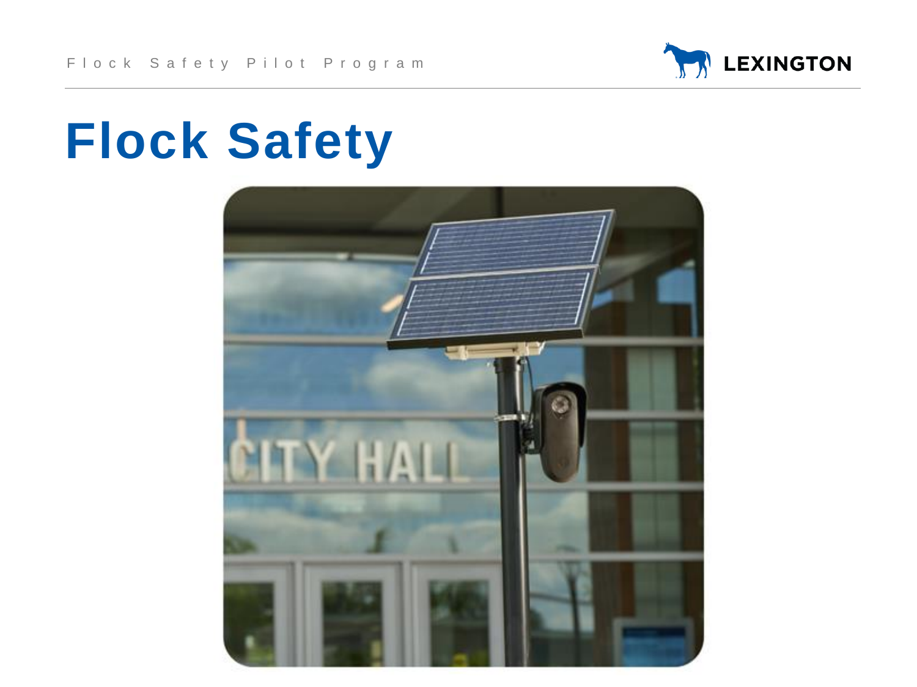# Flock Safety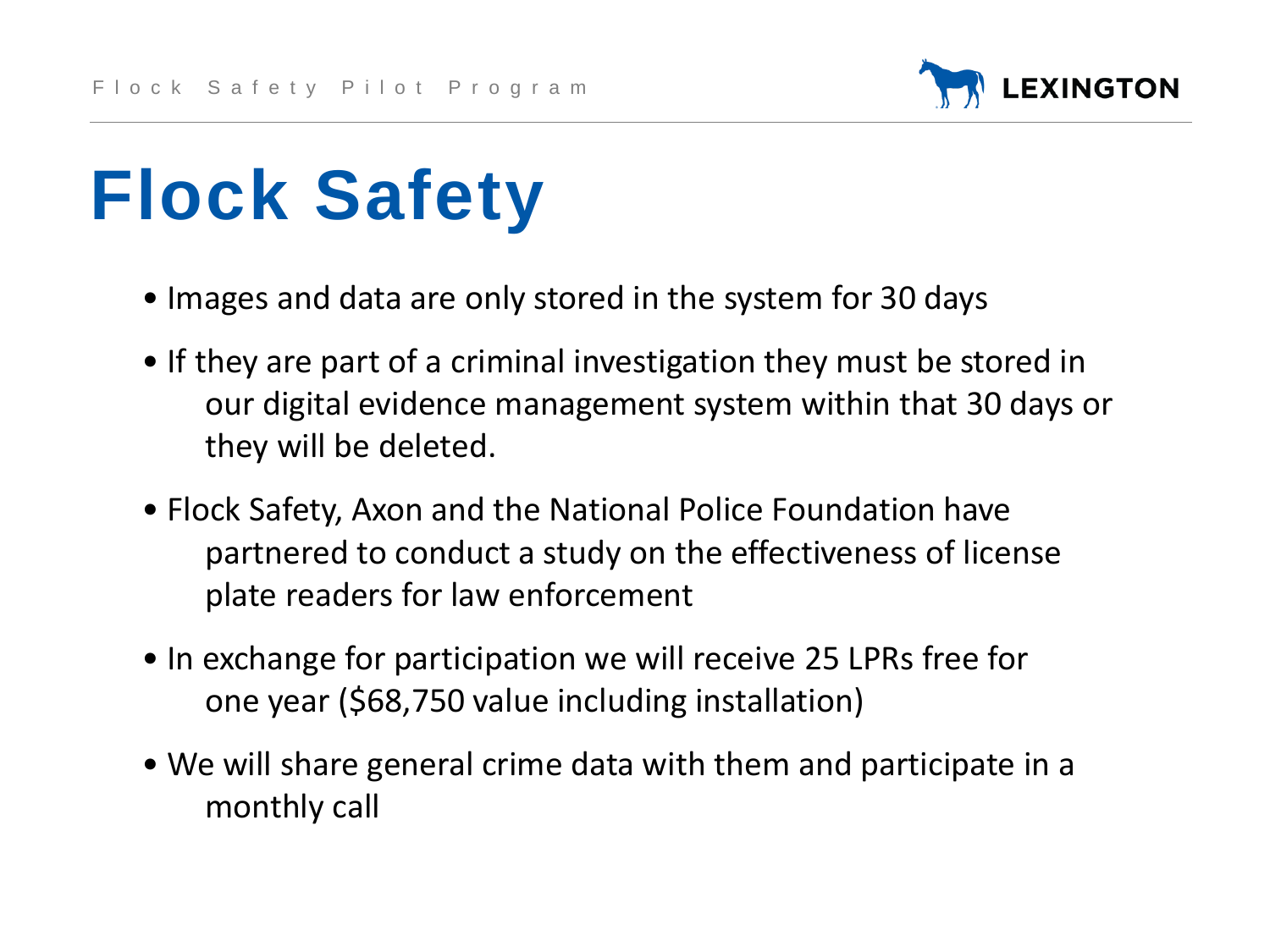# Flock Safety

- Images and data are only stored in the system for 30 days
- If they are part of a criminal investigation they must be stored in our digital evidence management system within that 30 days or they will be deleted.
- Flock Safety, Axon and the National Police Foundation have partnered to conduct a study on the effectiveness of license plate readers for law enforcement
- In exchange for participation we will receive 25 LPRs free for one year ($68,750 value including installation)
- We will share general crime data with them and participate in a monthly call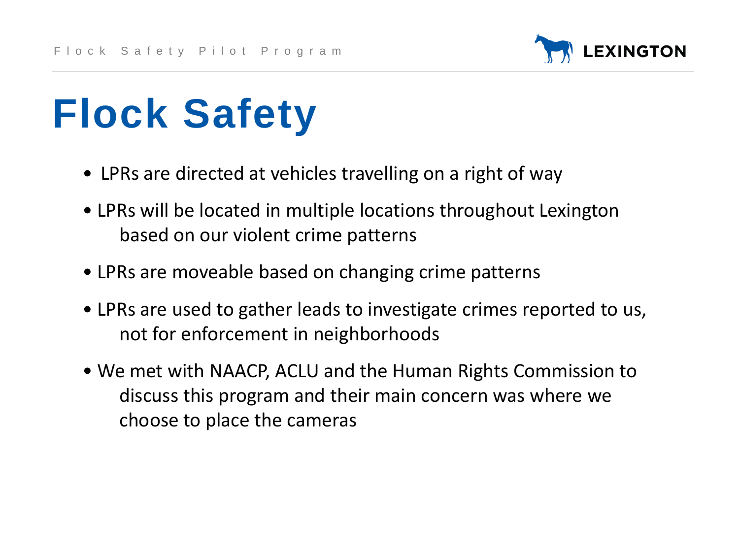# Flock Safety

- LPRs are directed at vehicles travelling on a right of way
- LPRs will be located in multiple locations throughout Lexington based on our violent crime patterns
- LPRs are moveable based on changing crime patterns
- LPRs are used to gather leads to investigate crimes reported to us, not for enforcement in neighborhoods
- We met with NAACP, ACLU and the Human Rights Commission to discuss this program and their main concern was where we choose to place the cameras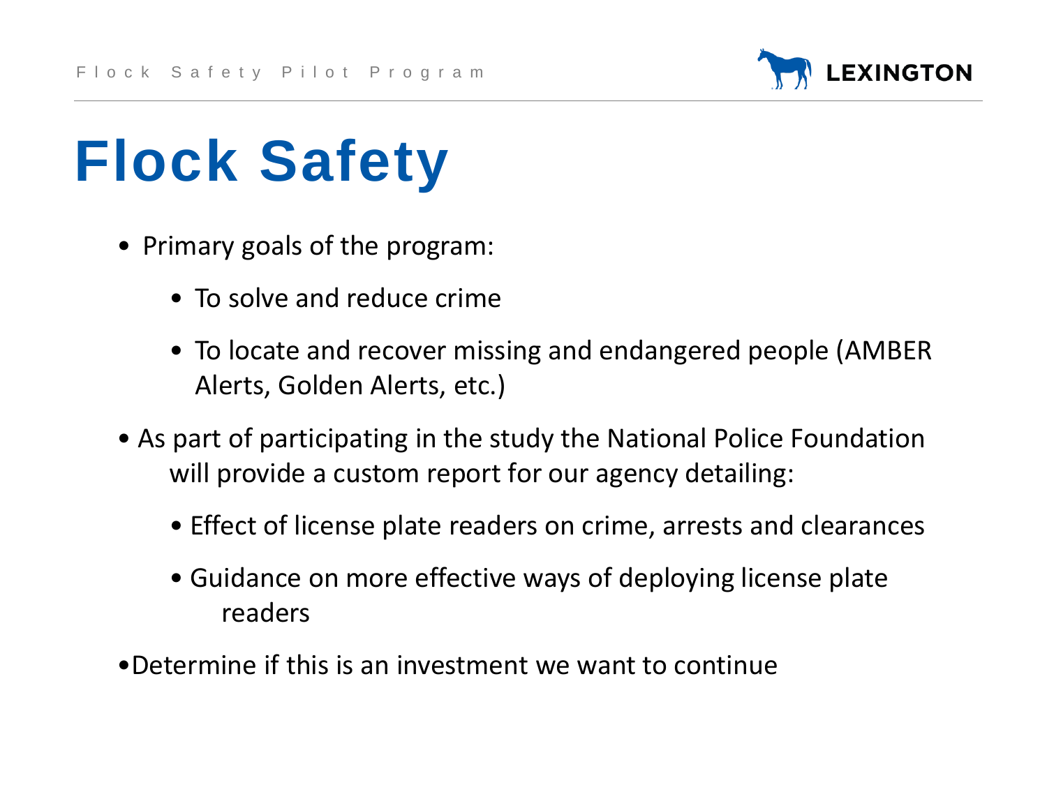# Flock Safety

- Primary goals of the program:
  - To solve and reduce crime
  - To locate and recover missing and endangered people (AMBER Alerts, Golden Alerts, etc.)
- As part of participating in the study the National Police Foundation will provide a custom report for our agency detailing:
  - Effect of license plate readers on crime, arrests and clearances
  - Guidance on more effective ways of deploying license plate readers
- Determine if this is an investment we want to continue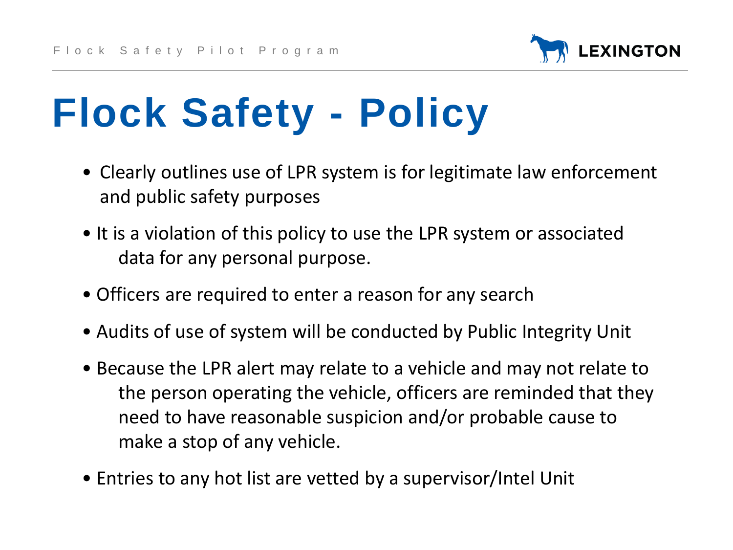# Flock Safety - Policy

- Clearly outlines use of LPR system is for legitimate law enforcement and public safety purposes
- It is a violation of this policy to use the LPR system or associated data for any personal purpose.
- Officers are required to enter a reason for any search
- Audits of use of system will be conducted by Public Integrity Unit
- Because the LPR alert may relate to a vehicle and may not relate to the person operating the vehicle, officers are reminded that they need to have reasonable suspicion and/or probable cause to make a stop of any vehicle.
- Entries to any hot list are vetted by a supervisor/Intel Unit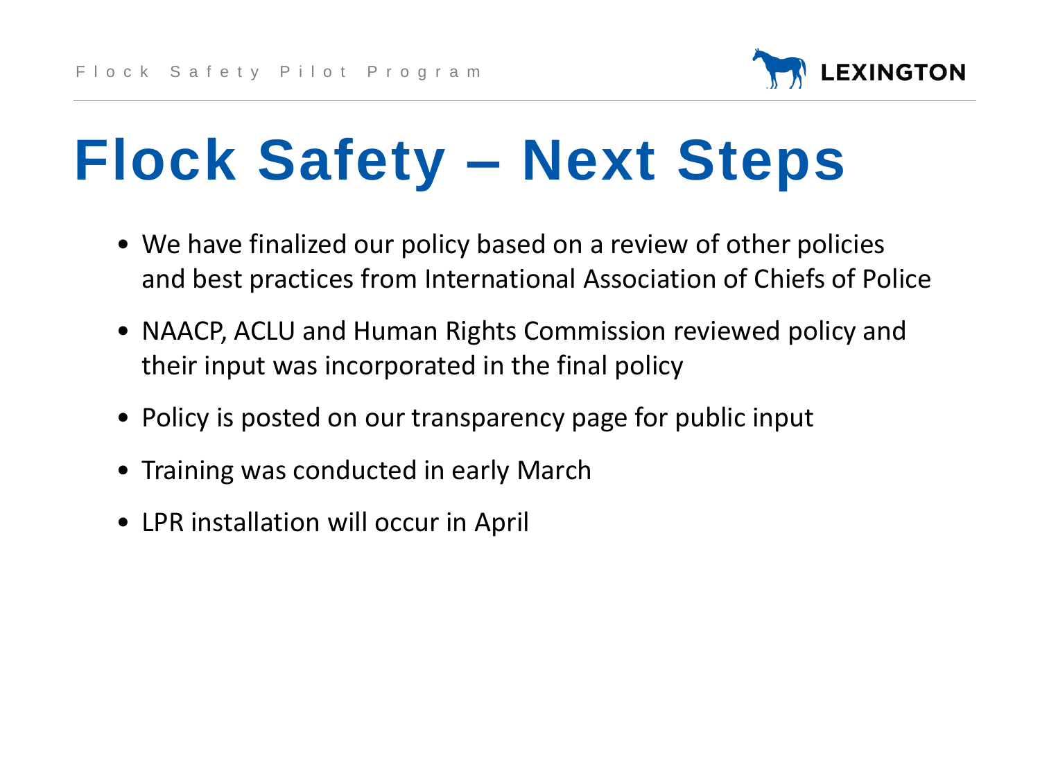# Flock Safety – Next Steps

- We have finalized our policy based on a review of other policies and best practices from International Association of Chiefs of Police
- NAACP, ACLU and Human Rights Commission reviewed policy and their input was incorporated in the final policy
- Policy is posted on our transparency page for public input
- Training was conducted in early March
- LPR installation will occur in April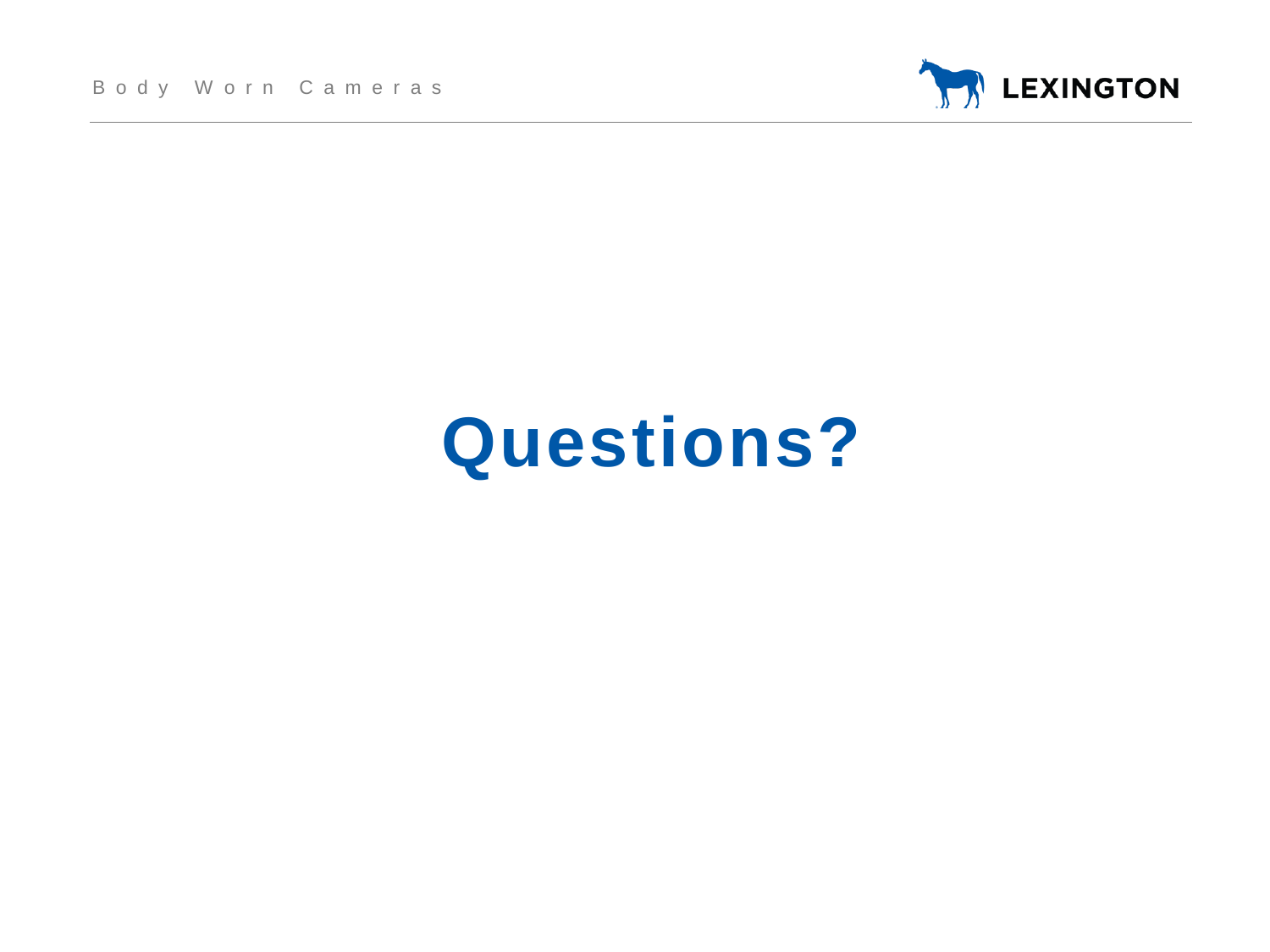# Questions?